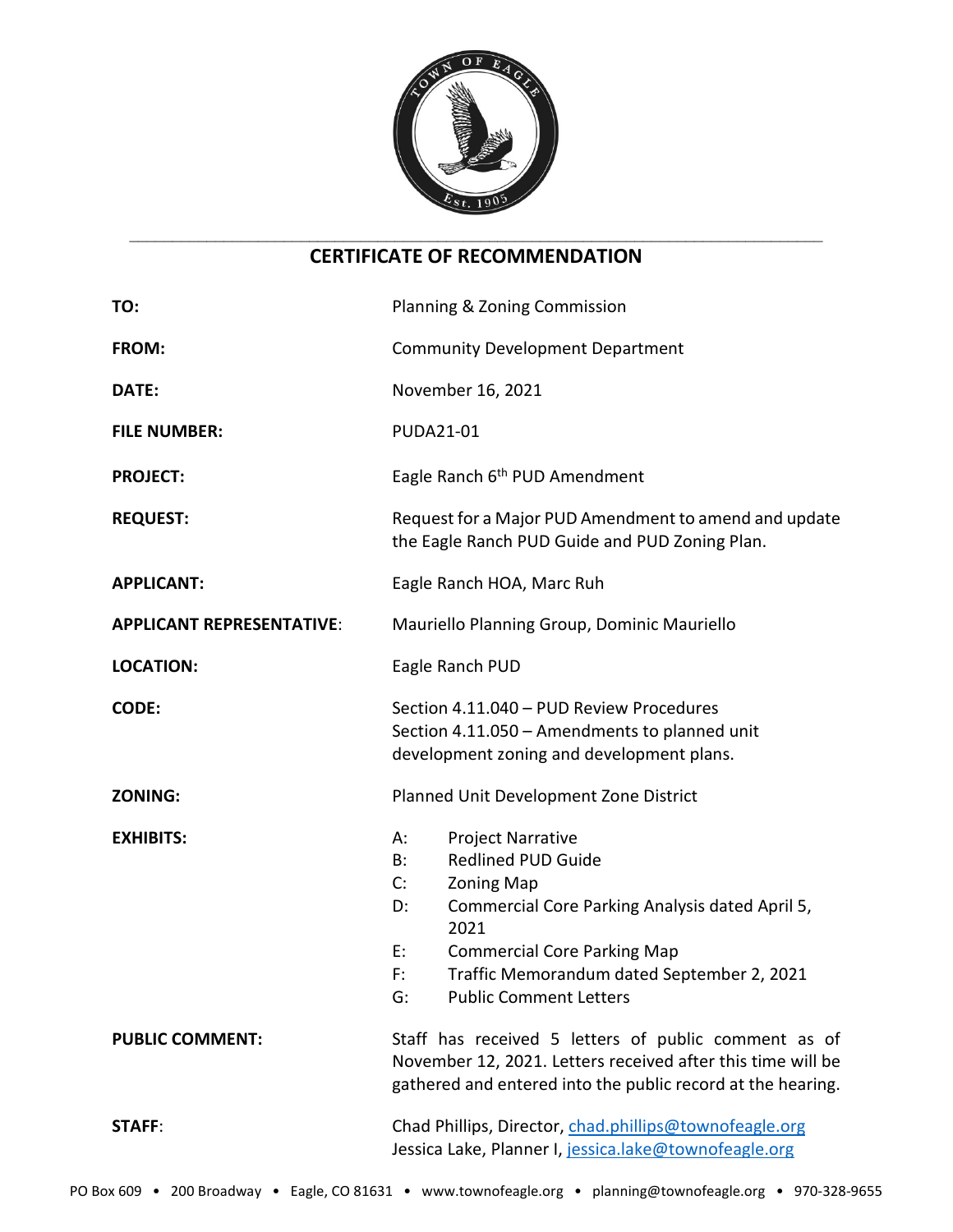# CERTIFICATE OF RECOMMENDATION

| | |
|---|---|
| **TO:** | Planning & Zoning Commission |
| **FROM:** | Community Development Department |
| **DATE:** | November 16, 2021 |
| **FILE NUMBER:** | PUDA21-01 |
| **PROJECT:** | Eagle Ranch 6th PUD Amendment |
| **REQUEST:** | Request for a Major PUD Amendment to amend and update the Eagle Ranch PUD Guide and PUD Zoning Plan. |
| **APPLICANT:** | Eagle Ranch HOA, Marc Ruh |
| **APPLICANT REPRESENTATIVE:** | Mauriello Planning Group, Dominic Mauriello |
| **LOCATION:** | Eagle Ranch PUD |
| **CODE:** | Section 4.11.040 – PUD Review Procedures<br>Section 4.11.050 – Amendments to planned unit development zoning and development plans. |
| **ZONING:** | Planned Unit Development Zone District |
| **EXHIBITS:** | A: Project Narrative<br>B: Redlined PUD Guide<br>C: Zoning Map<br>D: Commercial Core Parking Analysis dated April 5, 2021<br>E: Commercial Core Parking Map<br>F: Traffic Memorandum dated September 2, 2021<br>G: Public Comment Letters |
| **PUBLIC COMMENT:** | Staff has received 5 letters of public comment as of November 12, 2021. Letters received after this time will be gathered and entered into the public record at the hearing. |
| **STAFF:** | Chad Phillips, Director, chad.phillips@townofeagle.org<br>Jessica Lake, Planner I, jessica.lake@townofeagle.org |

PO Box 609 • 200 Broadway • Eagle, CO 81631 • www.townofeagle.org • planning@townofeagle.org • 970-328-9655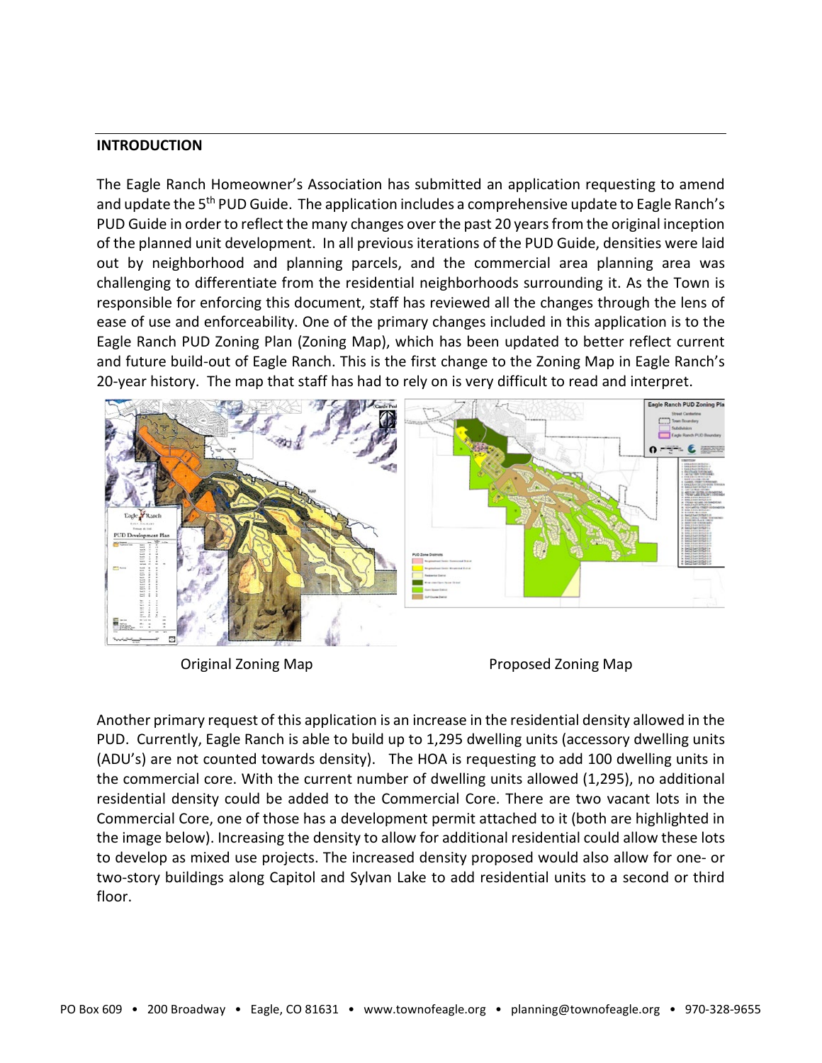## INTRODUCTION

The Eagle Ranch Homeowner's Association has submitted an application requesting to amend and update the 5th PUD Guide. The application includes a comprehensive update to Eagle Ranch's PUD Guide in order to reflect the many changes over the past 20 years from the original inception of the planned unit development. In all previous iterations of the PUD Guide, densities were laid out by neighborhood and planning parcels, and the commercial area planning area was challenging to differentiate from the residential neighborhoods surrounding it. As the Town is responsible for enforcing this document, staff has reviewed all the changes through the lens of ease of use and enforceability. One of the primary changes included in this application is to the Eagle Ranch PUD Zoning Plan (Zoning Map), which has been updated to better reflect current and future build-out of Eagle Ranch. This is the first change to the Zoning Map in Eagle Ranch's 20-year history. The map that staff has had to rely on is very difficult to read and interpret.

Original Zoning Map

Proposed Zoning Map

Another primary request of this application is an increase in the residential density allowed in the PUD. Currently, Eagle Ranch is able to build up to 1,295 dwelling units (accessory dwelling units (ADU's) are not counted towards density). The HOA is requesting to add 100 dwelling units in the commercial core. With the current number of dwelling units allowed (1,295), no additional residential density could be added to the Commercial Core. There are two vacant lots in the Commercial Core, one of those has a development permit attached to it (both are highlighted in the image below). Increasing the density to allow for additional residential could allow these lots to develop as mixed use projects. The increased density proposed would also allow for one- or two-story buildings along Capitol and Sylvan Lake to add residential units to a second or third floor.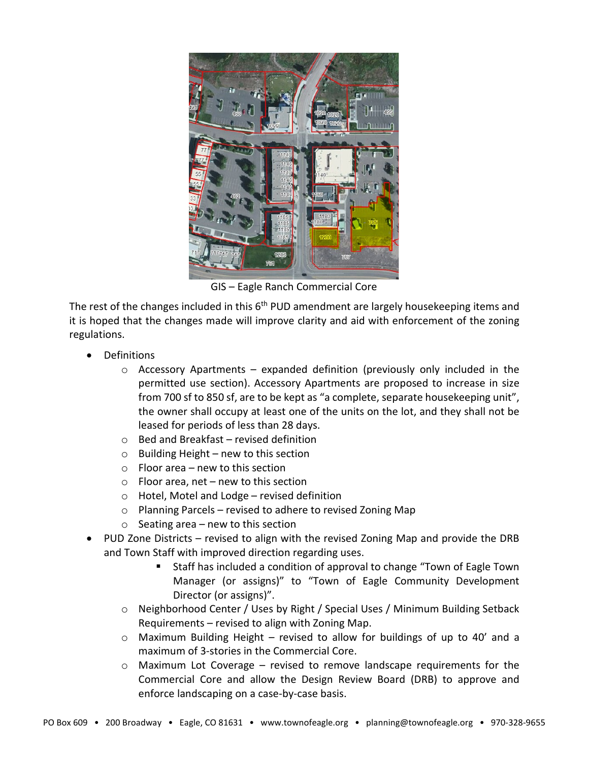GIS – Eagle Ranch Commercial Core

The rest of the changes included in this 6th PUD amendment are largely housekeeping items and it is hoped that the changes made will improve clarity and aid with enforcement of the zoning regulations.

- Definitions
  - Accessory Apartments – expanded definition (previously only included in the permitted use section). Accessory Apartments are proposed to increase in size from 700 sf to 850 sf, are to be kept as "a complete, separate housekeeping unit", the owner shall occupy at least one of the units on the lot, and they shall not be leased for periods of less than 28 days.
  - Bed and Breakfast – revised definition
  - Building Height – new to this section
  - Floor area – new to this section
  - Floor area, net – new to this section
  - Hotel, Motel and Lodge – revised definition
  - Planning Parcels – revised to adhere to revised Zoning Map
  - Seating area – new to this section
- PUD Zone Districts – revised to align with the revised Zoning Map and provide the DRB and Town Staff with improved direction regarding uses.
    - Staff has included a condition of approval to change "Town of Eagle Town Manager (or assigns)" to "Town of Eagle Community Development Director (or assigns)".
  - Neighborhood Center / Uses by Right / Special Uses / Minimum Building Setback Requirements – revised to align with Zoning Map.
  - Maximum Building Height – revised to allow for buildings of up to 40' and a maximum of 3-stories in the Commercial Core.
  - Maximum Lot Coverage – revised to remove landscape requirements for the Commercial Core and allow the Design Review Board (DRB) to approve and enforce landscaping on a case-by-case basis.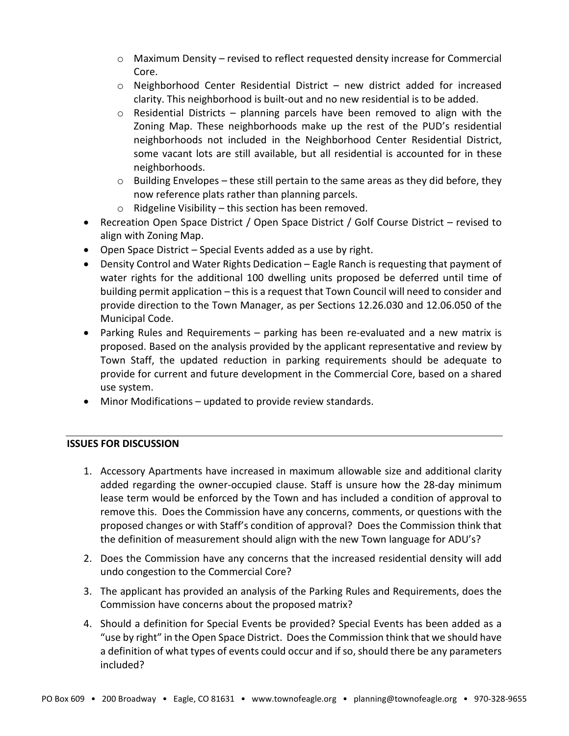- Maximum Density – revised to reflect requested density increase for Commercial Core.
    - Neighborhood Center Residential District – new district added for increased clarity. This neighborhood is built-out and no new residential is to be added.
    - Residential Districts – planning parcels have been removed to align with the Zoning Map. These neighborhoods make up the rest of the PUD's residential neighborhoods not included in the Neighborhood Center Residential District, some vacant lots are still available, but all residential is accounted for in these neighborhoods.
    - Building Envelopes – these still pertain to the same areas as they did before, they now reference plats rather than planning parcels.
    - Ridgeline Visibility – this section has been removed.
- Recreation Open Space District / Open Space District / Golf Course District – revised to align with Zoning Map.
- Open Space District – Special Events added as a use by right.
- Density Control and Water Rights Dedication – Eagle Ranch is requesting that payment of water rights for the additional 100 dwelling units proposed be deferred until time of building permit application – this is a request that Town Council will need to consider and provide direction to the Town Manager, as per Sections 12.26.030 and 12.06.050 of the Municipal Code.
- Parking Rules and Requirements – parking has been re-evaluated and a new matrix is proposed. Based on the analysis provided by the applicant representative and review by Town Staff, the updated reduction in parking requirements should be adequate to provide for current and future development in the Commercial Core, based on a shared use system.
- Minor Modifications – updated to provide review standards.

## ISSUES FOR DISCUSSION

1. Accessory Apartments have increased in maximum allowable size and additional clarity added regarding the owner-occupied clause. Staff is unsure how the 28-day minimum lease term would be enforced by the Town and has included a condition of approval to remove this. Does the Commission have any concerns, comments, or questions with the proposed changes or with Staff's condition of approval? Does the Commission think that the definition of measurement should align with the new Town language for ADU's?
2. Does the Commission have any concerns that the increased residential density will add undo congestion to the Commercial Core?
3. The applicant has provided an analysis of the Parking Rules and Requirements, does the Commission have concerns about the proposed matrix?
4. Should a definition for Special Events be provided? Special Events has been added as a "use by right" in the Open Space District. Does the Commission think that we should have a definition of what types of events could occur and if so, should there be any parameters included?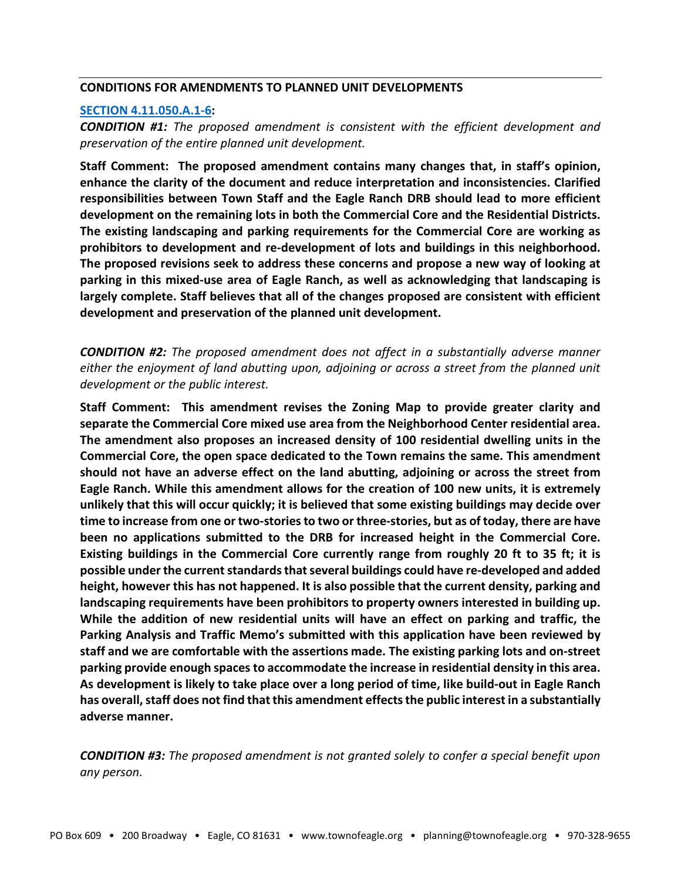**CONDITIONS FOR AMENDMENTS TO PLANNED UNIT DEVELOPMENTS**

**SECTION 4.11.050.A.1-6:**

***CONDITION #1:*** *The proposed amendment is consistent with the efficient development and preservation of the entire planned unit development.*

**Staff Comment: The proposed amendment contains many changes that, in staff's opinion, enhance the clarity of the document and reduce interpretation and inconsistencies. Clarified responsibilities between Town Staff and the Eagle Ranch DRB should lead to more efficient development on the remaining lots in both the Commercial Core and the Residential Districts. The existing landscaping and parking requirements for the Commercial Core are working as prohibitors to development and re-development of lots and buildings in this neighborhood. The proposed revisions seek to address these concerns and propose a new way of looking at parking in this mixed-use area of Eagle Ranch, as well as acknowledging that landscaping is largely complete. Staff believes that all of the changes proposed are consistent with efficient development and preservation of the planned unit development.**

***CONDITION #2:*** *The proposed amendment does not affect in a substantially adverse manner either the enjoyment of land abutting upon, adjoining or across a street from the planned unit development or the public interest.*

**Staff Comment: This amendment revises the Zoning Map to provide greater clarity and separate the Commercial Core mixed use area from the Neighborhood Center residential area. The amendment also proposes an increased density of 100 residential dwelling units in the Commercial Core, the open space dedicated to the Town remains the same. This amendment should not have an adverse effect on the land abutting, adjoining or across the street from Eagle Ranch. While this amendment allows for the creation of 100 new units, it is extremely unlikely that this will occur quickly; it is believed that some existing buildings may decide over time to increase from one or two-stories to two or three-stories, but as of today, there are have been no applications submitted to the DRB for increased height in the Commercial Core. Existing buildings in the Commercial Core currently range from roughly 20 ft to 35 ft; it is possible under the current standards that several buildings could have re-developed and added height, however this has not happened. It is also possible that the current density, parking and landscaping requirements have been prohibitors to property owners interested in building up. While the addition of new residential units will have an effect on parking and traffic, the Parking Analysis and Traffic Memo's submitted with this application have been reviewed by staff and we are comfortable with the assertions made. The existing parking lots and on-street parking provide enough spaces to accommodate the increase in residential density in this area. As development is likely to take place over a long period of time, like build-out in Eagle Ranch has overall, staff does not find that this amendment effects the public interest in a substantially adverse manner.**

***CONDITION #3:*** *The proposed amendment is not granted solely to confer a special benefit upon any person.*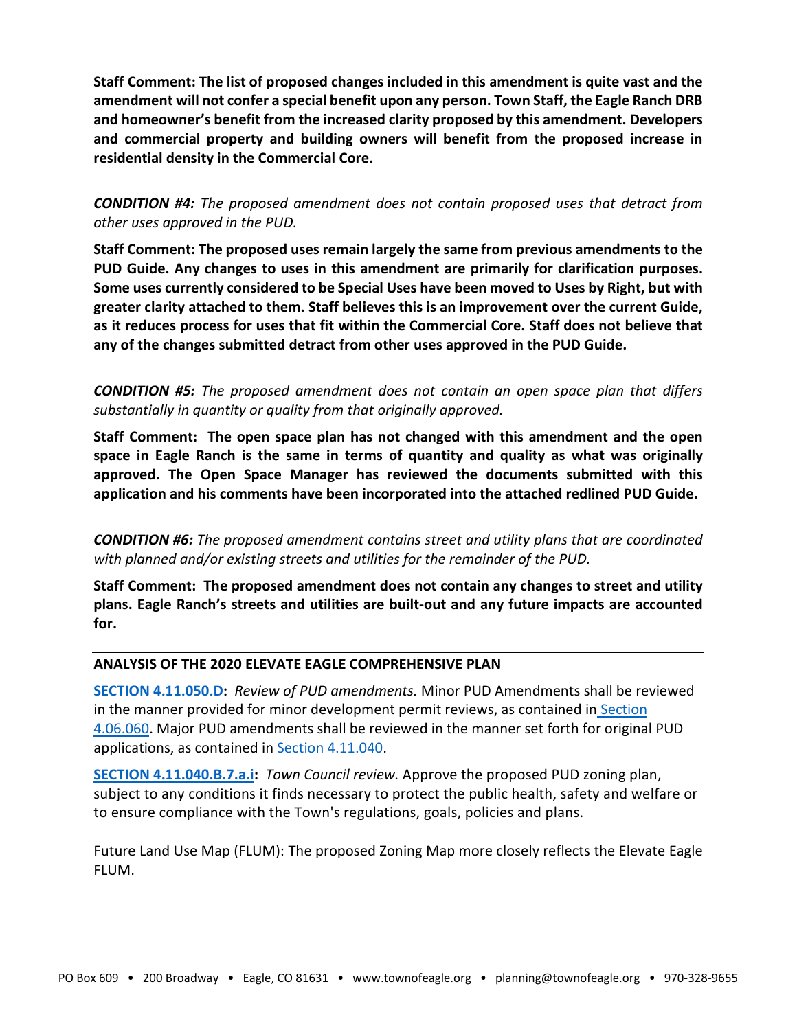**Staff Comment: The list of proposed changes included in this amendment is quite vast and the amendment will not confer a special benefit upon any person. Town Staff, the Eagle Ranch DRB and homeowner's benefit from the increased clarity proposed by this amendment. Developers and commercial property and building owners will benefit from the proposed increase in residential density in the Commercial Core.**

***CONDITION #4:*** *The proposed amendment does not contain proposed uses that detract from other uses approved in the PUD.*

**Staff Comment: The proposed uses remain largely the same from previous amendments to the PUD Guide. Any changes to uses in this amendment are primarily for clarification purposes. Some uses currently considered to be Special Uses have been moved to Uses by Right, but with greater clarity attached to them. Staff believes this is an improvement over the current Guide, as it reduces process for uses that fit within the Commercial Core. Staff does not believe that any of the changes submitted detract from other uses approved in the PUD Guide.**

***CONDITION #5:*** *The proposed amendment does not contain an open space plan that differs substantially in quantity or quality from that originally approved.*

**Staff Comment: The open space plan has not changed with this amendment and the open space in Eagle Ranch is the same in terms of quantity and quality as what was originally approved. The Open Space Manager has reviewed the documents submitted with this application and his comments have been incorporated into the attached redlined PUD Guide.**

***CONDITION #6:*** *The proposed amendment contains street and utility plans that are coordinated with planned and/or existing streets and utilities for the remainder of the PUD.*

**Staff Comment: The proposed amendment does not contain any changes to street and utility plans. Eagle Ranch's streets and utilities are built-out and any future impacts are accounted for.**

---

**ANALYSIS OF THE 2020 ELEVATE EAGLE COMPREHENSIVE PLAN**

**SECTION 4.11.050.D:** *Review of PUD amendments.* Minor PUD Amendments shall be reviewed in the manner provided for minor development permit reviews, as contained in Section 4.06.060. Major PUD amendments shall be reviewed in the manner set forth for original PUD applications, as contained in Section 4.11.040.

**SECTION 4.11.040.B.7.a.i:** *Town Council review.* Approve the proposed PUD zoning plan, subject to any conditions it finds necessary to protect the public health, safety and welfare or to ensure compliance with the Town's regulations, goals, policies and plans.

Future Land Use Map (FLUM): The proposed Zoning Map more closely reflects the Elevate Eagle FLUM.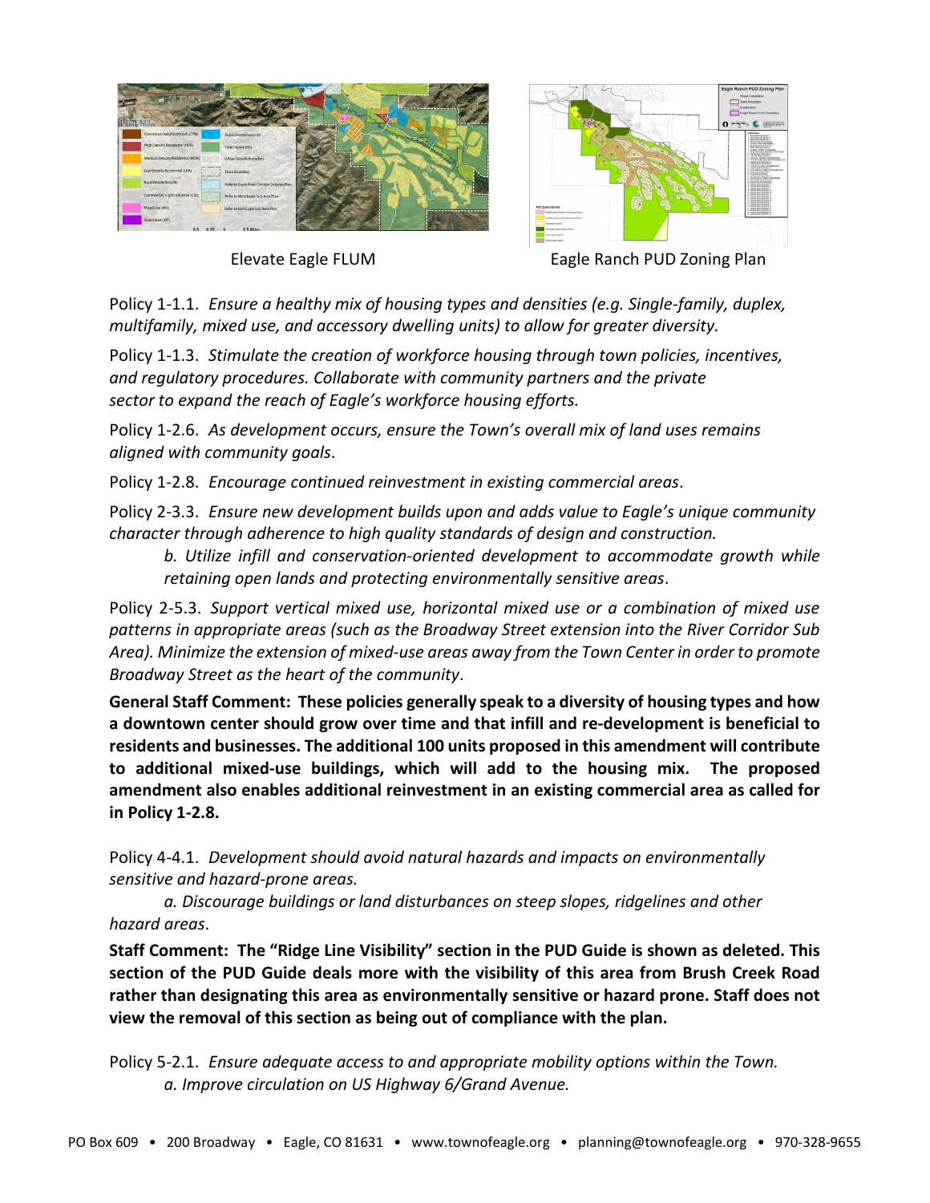Elevate Eagle FLUM

Eagle Ranch PUD Zoning Plan

Policy 1-1.1. *Ensure a healthy mix of housing types and densities (e.g. Single-family, duplex, multifamily, mixed use, and accessory dwelling units) to allow for greater diversity.*

Policy 1-1.3. *Stimulate the creation of workforce housing through town policies, incentives, and regulatory procedures. Collaborate with community partners and the private sector to expand the reach of Eagle's workforce housing efforts.*

Policy 1-2.6. *As development occurs, ensure the Town's overall mix of land uses remains aligned with community goals*.

Policy 1-2.8. *Encourage continued reinvestment in existing commercial areas*.

Policy 2-3.3. *Ensure new development builds upon and adds value to Eagle's unique community character through adherence to high quality standards of design and construction.*

*b. Utilize infill and conservation-oriented development to accommodate growth while retaining open lands and protecting environmentally sensitive areas*.

Policy 2-5.3. *Support vertical mixed use, horizontal mixed use or a combination of mixed use patterns in appropriate areas (such as the Broadway Street extension into the River Corridor Sub Area). Minimize the extension of mixed-use areas away from the Town Center in order to promote Broadway Street as the heart of the community*.

**General Staff Comment: These policies generally speak to a diversity of housing types and how a downtown center should grow over time and that infill and re-development is beneficial to residents and businesses. The additional 100 units proposed in this amendment will contribute to additional mixed-use buildings, which will add to the housing mix. The proposed amendment also enables additional reinvestment in an existing commercial area as called for in Policy 1-2.8.**

Policy 4-4.1. *Development should avoid natural hazards and impacts on environmentally sensitive and hazard-prone areas.*

*a. Discourage buildings or land disturbances on steep slopes, ridgelines and other hazard areas*.

**Staff Comment: The "Ridge Line Visibility" section in the PUD Guide is shown as deleted. This section of the PUD Guide deals more with the visibility of this area from Brush Creek Road rather than designating this area as environmentally sensitive or hazard prone. Staff does not view the removal of this section as being out of compliance with the plan.**

Policy 5-2.1. *Ensure adequate access to and appropriate mobility options within the Town.*

*a. Improve circulation on US Highway 6/Grand Avenue.*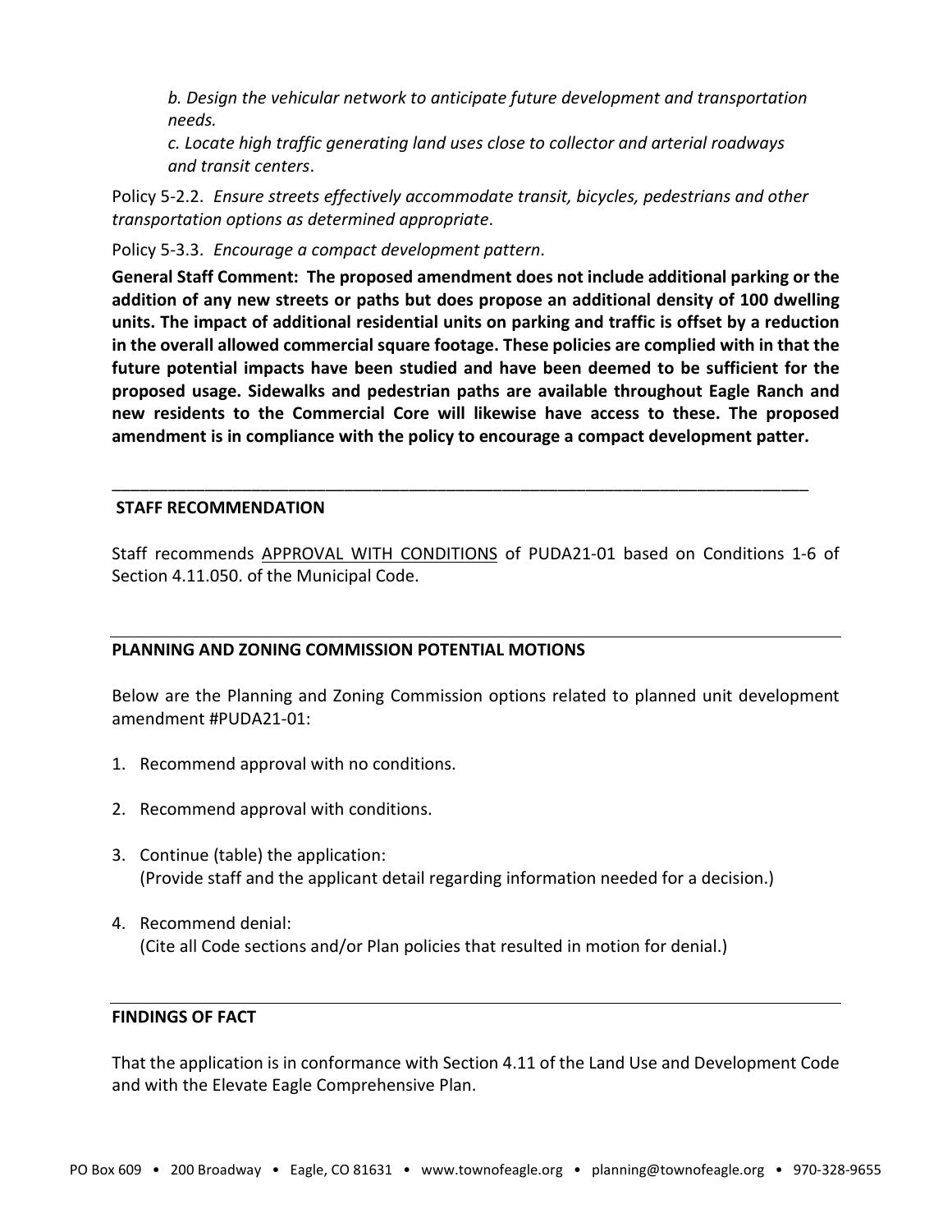*b. Design the vehicular network to anticipate future development and transportation needs.*

*c. Locate high traffic generating land uses close to collector and arterial roadways and transit centers*.

Policy 5-2.2. *Ensure streets effectively accommodate transit, bicycles, pedestrians and other transportation options as determined appropriate*.

Policy 5-3.3. *Encourage a compact development pattern*.

**General Staff Comment: The proposed amendment does not include additional parking or the addition of any new streets or paths but does propose an additional density of 100 dwelling units. The impact of additional residential units on parking and traffic is offset by a reduction in the overall allowed commercial square footage. These policies are complied with in that the future potential impacts have been studied and have been deemed to be sufficient for the proposed usage. Sidewalks and pedestrian paths are available throughout Eagle Ranch and new residents to the Commercial Core will likewise have access to these. The proposed amendment is in compliance with the policy to encourage a compact development patter.**

---

## STAFF RECOMMENDATION

Staff recommends APPROVAL WITH CONDITIONS of PUDA21-01 based on Conditions 1-6 of Section 4.11.050. of the Municipal Code.

---

## PLANNING AND ZONING COMMISSION POTENTIAL MOTIONS

Below are the Planning and Zoning Commission options related to planned unit development amendment #PUDA21-01:

1. Recommend approval with no conditions.
2. Recommend approval with conditions.
3. Continue (table) the application:
   (Provide staff and the applicant detail regarding information needed for a decision.)
4. Recommend denial:
   (Cite all Code sections and/or Plan policies that resulted in motion for denial.)

---

## FINDINGS OF FACT

That the application is in conformance with Section 4.11 of the Land Use and Development Code and with the Elevate Eagle Comprehensive Plan.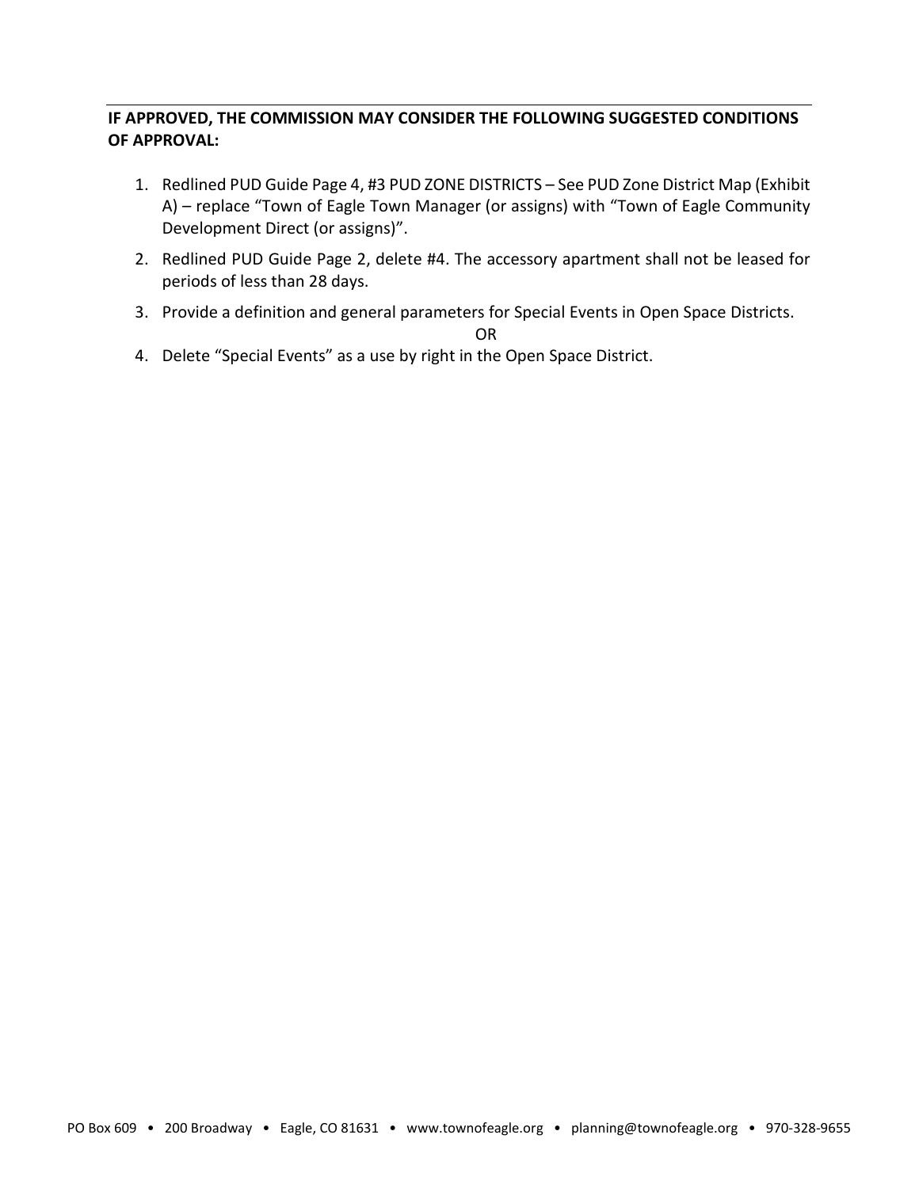---

**IF APPROVED, THE COMMISSION MAY CONSIDER THE FOLLOWING SUGGESTED CONDITIONS OF APPROVAL:**

1. Redlined PUD Guide Page 4, #3 PUD ZONE DISTRICTS – See PUD Zone District Map (Exhibit A) – replace "Town of Eagle Town Manager (or assigns) with "Town of Eagle Community Development Direct (or assigns)".
2. Redlined PUD Guide Page 2, delete #4. The accessory apartment shall not be leased for periods of less than 28 days.
3. Provide a definition and general parameters for Special Events in Open Space Districts.

   OR

4. Delete "Special Events" as a use by right in the Open Space District.